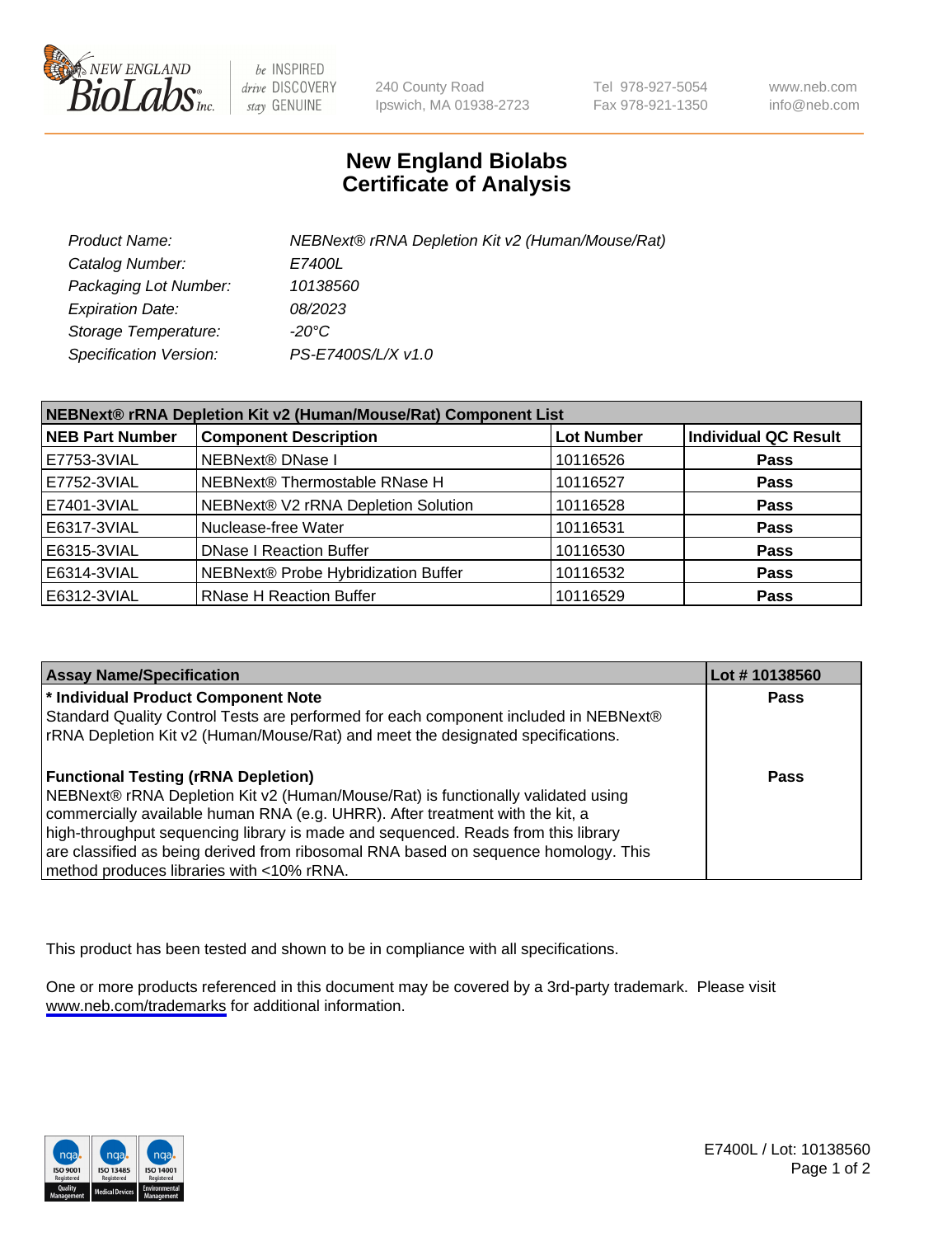# New England Biolabs
# Certificate of Analysis

| | |
|---|---|
| *Product Name:* | *NEBNext® rRNA Depletion Kit v2 (Human/Mouse/Rat)* |
| *Catalog Number:* | *E7400L* |
| *Packaging Lot Number:* | *10138560* |
| *Expiration Date:* | *08/2023* |
| *Storage Temperature:* | *-20°C* |
| *Specification Version:* | *PS-E7400S/L/X v1.0* |

| NEBNext® rRNA Depletion Kit v2 (Human/Mouse/Rat) Component List | | | |
|---|---|---|---|
| **NEB Part Number** | **Component Description** | **Lot Number** | **Individual QC Result** |
| E7753-3VIAL | NEBNext® DNase I | 10116526 | **Pass** |
| E7752-3VIAL | NEBNext® Thermostable RNase H | 10116527 | **Pass** |
| E7401-3VIAL | NEBNext® V2 rRNA Depletion Solution | 10116528 | **Pass** |
| E6317-3VIAL | Nuclease-free Water | 10116531 | **Pass** |
| E6315-3VIAL | DNase I Reaction Buffer | 10116530 | **Pass** |
| E6314-3VIAL | NEBNext® Probe Hybridization Buffer | 10116532 | **Pass** |
| E6312-3VIAL | RNase H Reaction Buffer | 10116529 | **Pass** |

| Assay Name/Specification | Lot # 10138560 |
|---|---|
| **\* Individual Product Component Note**<br>Standard Quality Control Tests are performed for each component included in NEBNext® rRNA Depletion Kit v2 (Human/Mouse/Rat) and meet the designated specifications. | **Pass** |
| **Functional Testing (rRNA Depletion)**<br>NEBNext® rRNA Depletion Kit v2 (Human/Mouse/Rat) is functionally validated using commercially available human RNA (e.g. UHRR). After treatment with the kit, a high-throughput sequencing library is made and sequenced. Reads from this library are classified as being derived from ribosomal RNA based on sequence homology. This method produces libraries with <10% rRNA. | **Pass** |

This product has been tested and shown to be in compliance with all specifications.

One or more products referenced in this document may be covered by a 3rd-party trademark. Please visit www.neb.com/trademarks for additional information.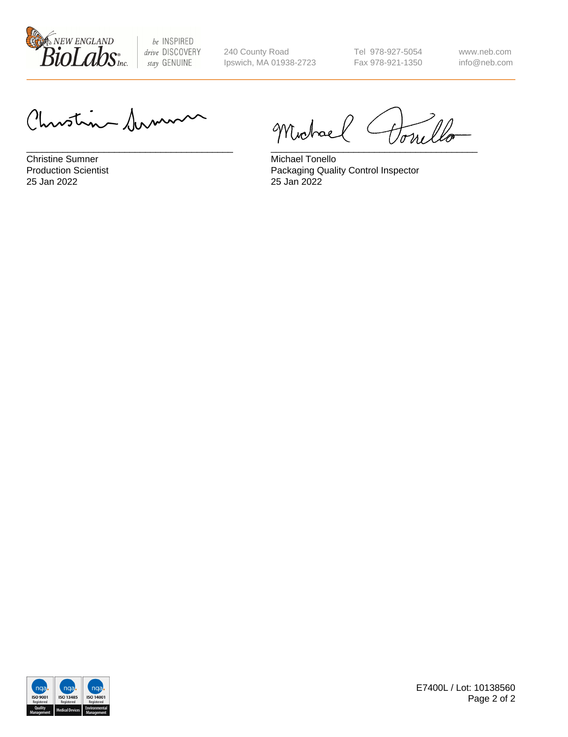Christine Sumner
Production Scientist
25 Jan 2022

Michael Tonello
Packaging Quality Control Inspector
25 Jan 2022

E7400L / Lot: 10138560